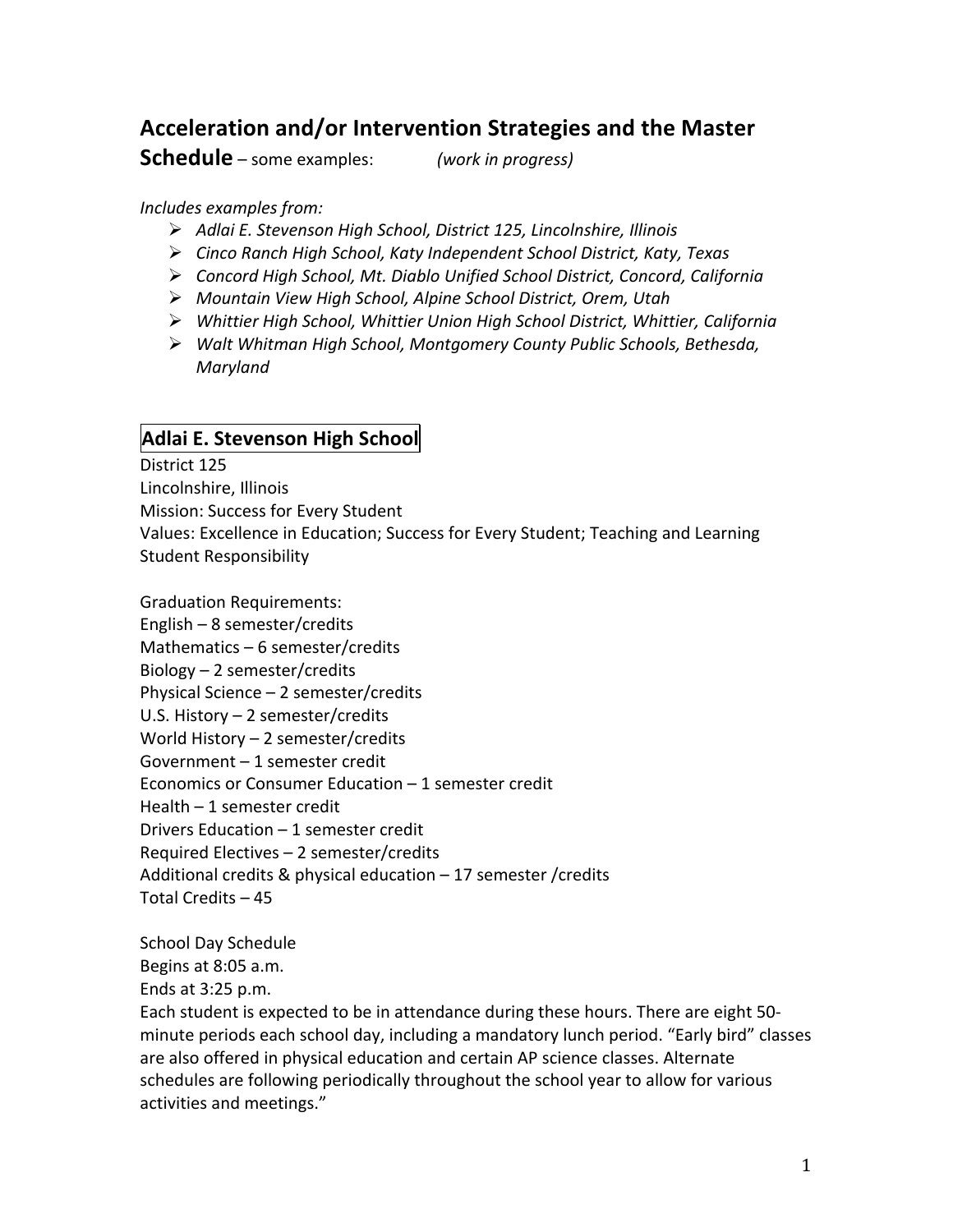# Acceleration and/or Intervention Strategies and the Master Schedule – some examples: *(work in progress)*

*Includes examples from:*

- *Adlai E. Stevenson High School, District 125, Lincolnshire, Illinois*
- *Cinco Ranch High School, Katy Independent School District, Katy, Texas*
- *Concord High School, Mt. Diablo Unified School District, Concord, California*
- *Mountain View High School, Alpine School District, Orem, Utah*
- *Whittier High School, Whittier Union High School District, Whittier, California*
- *Walt Whitman High School, Montgomery County Public Schools, Bethesda, Maryland*

## Adlai E. Stevenson High School

District 125
Lincolnshire, Illinois
Mission: Success for Every Student
Values: Excellence in Education; Success for Every Student; Teaching and Learning Student Responsibility

Graduation Requirements:
English – 8 semester/credits
Mathematics – 6 semester/credits
Biology – 2 semester/credits
Physical Science – 2 semester/credits
U.S. History – 2 semester/credits
World History – 2 semester/credits
Government – 1 semester credit
Economics or Consumer Education – 1 semester credit
Health – 1 semester credit
Drivers Education – 1 semester credit
Required Electives – 2 semester/credits
Additional credits & physical education – 17 semester /credits
Total Credits – 45

School Day Schedule
Begins at 8:05 a.m.
Ends at 3:25 p.m.
Each student is expected to be in attendance during these hours. There are eight 50-minute periods each school day, including a mandatory lunch period. "Early bird" classes are also offered in physical education and certain AP science classes. Alternate schedules are following periodically throughout the school year to allow for various activities and meetings."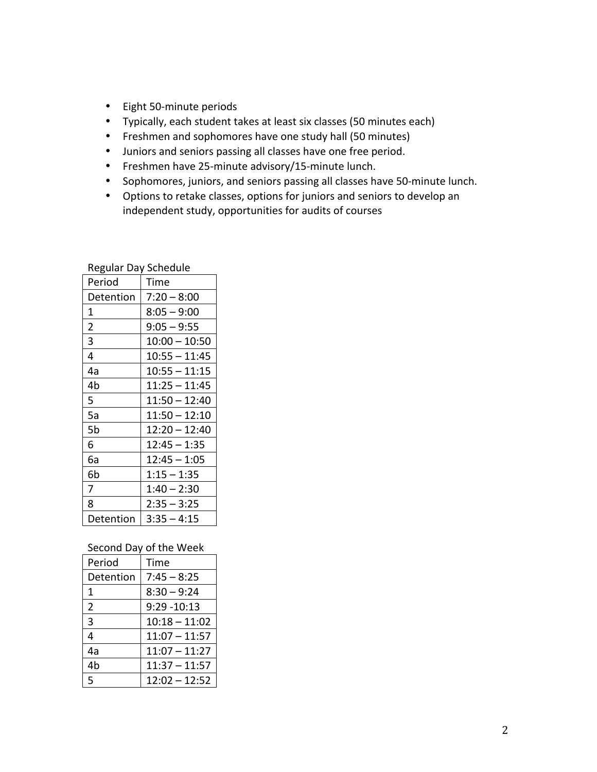- Eight 50-minute periods
- Typically, each student takes at least six classes (50 minutes each)
- Freshmen and sophomores have one study hall (50 minutes)
- Juniors and seniors passing all classes have one free period.
- Freshmen have 25-minute advisory/15-minute lunch.
- Sophomores, juniors, and seniors passing all classes have 50-minute lunch.
- Options to retake classes, options for juniors and seniors to develop an independent study, opportunities for audits of courses

Regular Day Schedule

| Period | Time |
|---|---|
| Detention | 7:20 – 8:00 |
| 1 | 8:05 – 9:00 |
| 2 | 9:05 – 9:55 |
| 3 | 10:00 – 10:50 |
| 4 | 10:55 – 11:45 |
| 4a | 10:55 – 11:15 |
| 4b | 11:25 – 11:45 |
| 5 | 11:50 – 12:40 |
| 5a | 11:50 – 12:10 |
| 5b | 12:20 – 12:40 |
| 6 | 12:45 – 1:35 |
| 6a | 12:45 – 1:05 |
| 6b | 1:15 – 1:35 |
| 7 | 1:40 – 2:30 |
| 8 | 2:35 – 3:25 |
| Detention | 3:35 – 4:15 |

Second Day of the Week

| Period | Time |
|---|---|
| Detention | 7:45 – 8:25 |
| 1 | 8:30 – 9:24 |
| 2 | 9:29 -10:13 |
| 3 | 10:18 – 11:02 |
| 4 | 11:07 – 11:57 |
| 4a | 11:07 – 11:27 |
| 4b | 11:37 – 11:57 |
| 5 | 12:02 – 12:52 |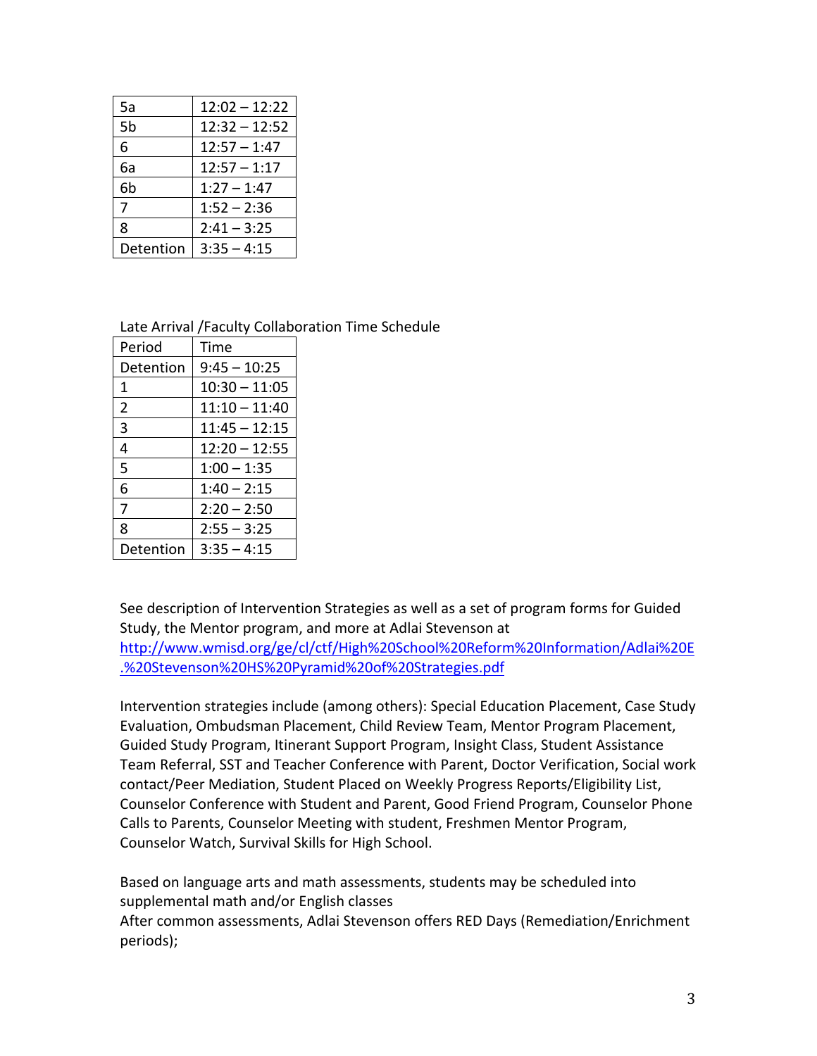| 5a | 12:02 – 12:22 |
|---|---|
| 5b | 12:32 – 12:52 |
| 6 | 12:57 – 1:47 |
| 6a | 12:57 – 1:17 |
| 6b | 1:27 – 1:47 |
| 7 | 1:52 – 2:36 |
| 8 | 2:41 – 3:25 |
| Detention | 3:35 – 4:15 |

Late Arrival /Faculty Collaboration Time Schedule

| Period | Time |
|---|---|
| Detention | 9:45 – 10:25 |
| 1 | 10:30 – 11:05 |
| 2 | 11:10 – 11:40 |
| 3 | 11:45 – 12:15 |
| 4 | 12:20 – 12:55 |
| 5 | 1:00 – 1:35 |
| 6 | 1:40 – 2:15 |
| 7 | 2:20 – 2:50 |
| 8 | 2:55 – 3:25 |
| Detention | 3:35 – 4:15 |

See description of Intervention Strategies as well as a set of program forms for Guided Study, the Mentor program, and more at Adlai Stevenson at http://www.wmisd.org/ge/cl/ctf/High%20School%20Reform%20Information/Adlai%20E.%20Stevenson%20HS%20Pyramid%20of%20Strategies.pdf

Intervention strategies include (among others): Special Education Placement, Case Study Evaluation, Ombudsman Placement, Child Review Team, Mentor Program Placement, Guided Study Program, Itinerant Support Program, Insight Class, Student Assistance Team Referral, SST and Teacher Conference with Parent, Doctor Verification, Social work contact/Peer Mediation, Student Placed on Weekly Progress Reports/Eligibility List, Counselor Conference with Student and Parent, Good Friend Program, Counselor Phone Calls to Parents, Counselor Meeting with student, Freshmen Mentor Program, Counselor Watch, Survival Skills for High School.

Based on language arts and math assessments, students may be scheduled into supplemental math and/or English classes
After common assessments, Adlai Stevenson offers RED Days (Remediation/Enrichment periods);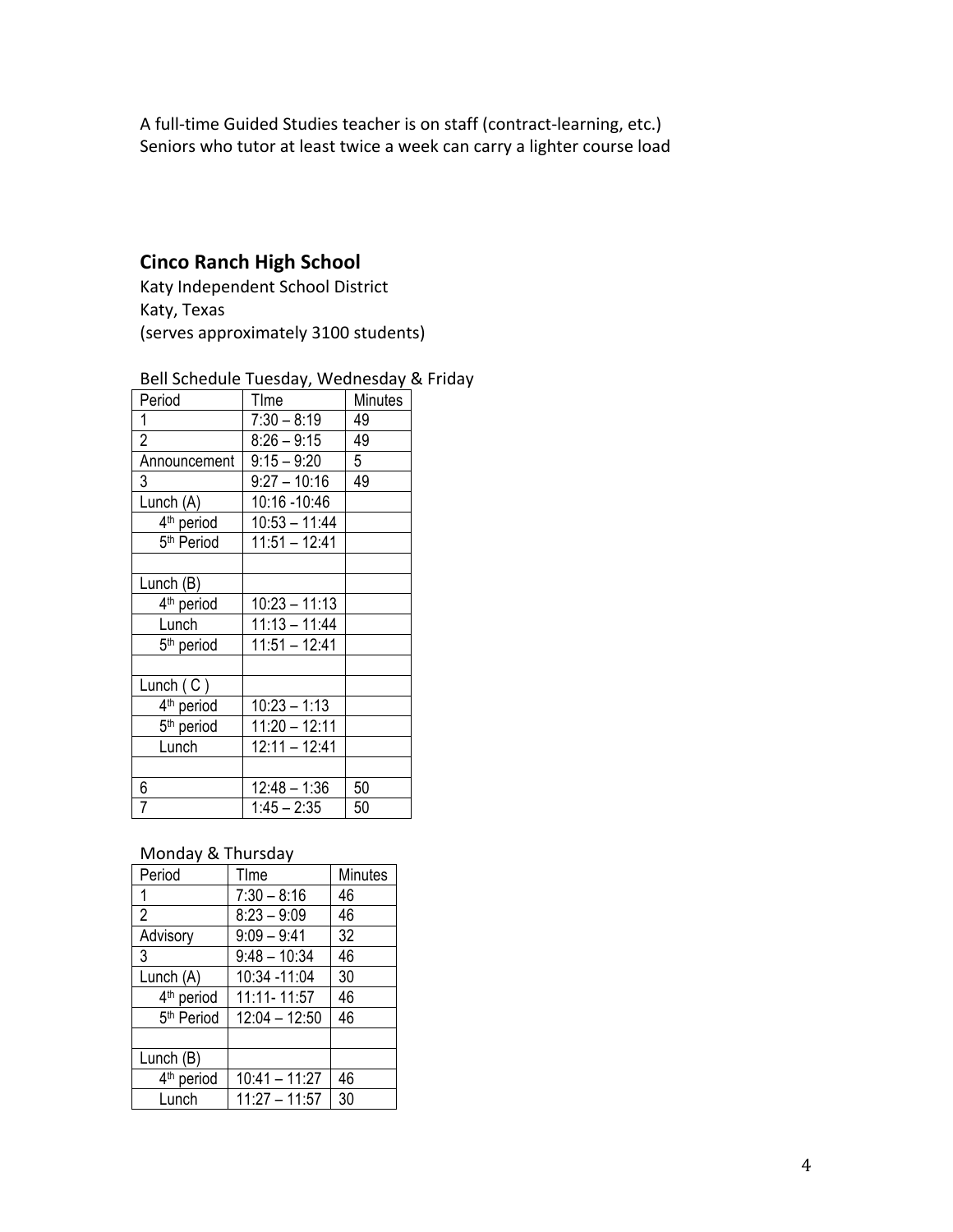A full-time Guided Studies teacher is on staff (contract-learning, etc.)
Seniors who tutor at least twice a week can carry a lighter course load

## Cinco Ranch High School

Katy Independent School District
Katy, Texas
(serves approximately 3100 students)

Bell Schedule Tuesday, Wednesday & Friday

| Period | TIme | Minutes |
|---|---|---|
| 1 | 7:30 – 8:19 | 49 |
| 2 | 8:26 – 9:15 | 49 |
| Announcement | 9:15 – 9:20 | 5 |
| 3 | 9:27 – 10:16 | 49 |
| Lunch (A) | 10:16 -10:46 | |
| 4th period | 10:53 – 11:44 | |
| 5th Period | 11:51 – 12:41 | |
| | | |
| Lunch (B) | | |
| 4th period | 10:23 – 11:13 | |
| Lunch | 11:13 – 11:44 | |
| 5th period | 11:51 – 12:41 | |
| | | |
| Lunch ( C ) | | |
| 4th period | 10:23 – 1:13 | |
| 5th period | 11:20 – 12:11 | |
| Lunch | 12:11 – 12:41 | |
| | | |
| 6 | 12:48 – 1:36 | 50 |
| 7 | 1:45 – 2:35 | 50 |

Monday & Thursday

| Period | TIme | Minutes |
|---|---|---|
| 1 | 7:30 – 8:16 | 46 |
| 2 | 8:23 – 9:09 | 46 |
| Advisory | 9:09 – 9:41 | 32 |
| 3 | 9:48 – 10:34 | 46 |
| Lunch (A) | 10:34 -11:04 | 30 |
| 4th period | 11:11- 11:57 | 46 |
| 5th Period | 12:04 – 12:50 | 46 |
| | | |
| Lunch (B) | | |
| 4th period | 10:41 – 11:27 | 46 |
| Lunch | 11:27 – 11:57 | 30 |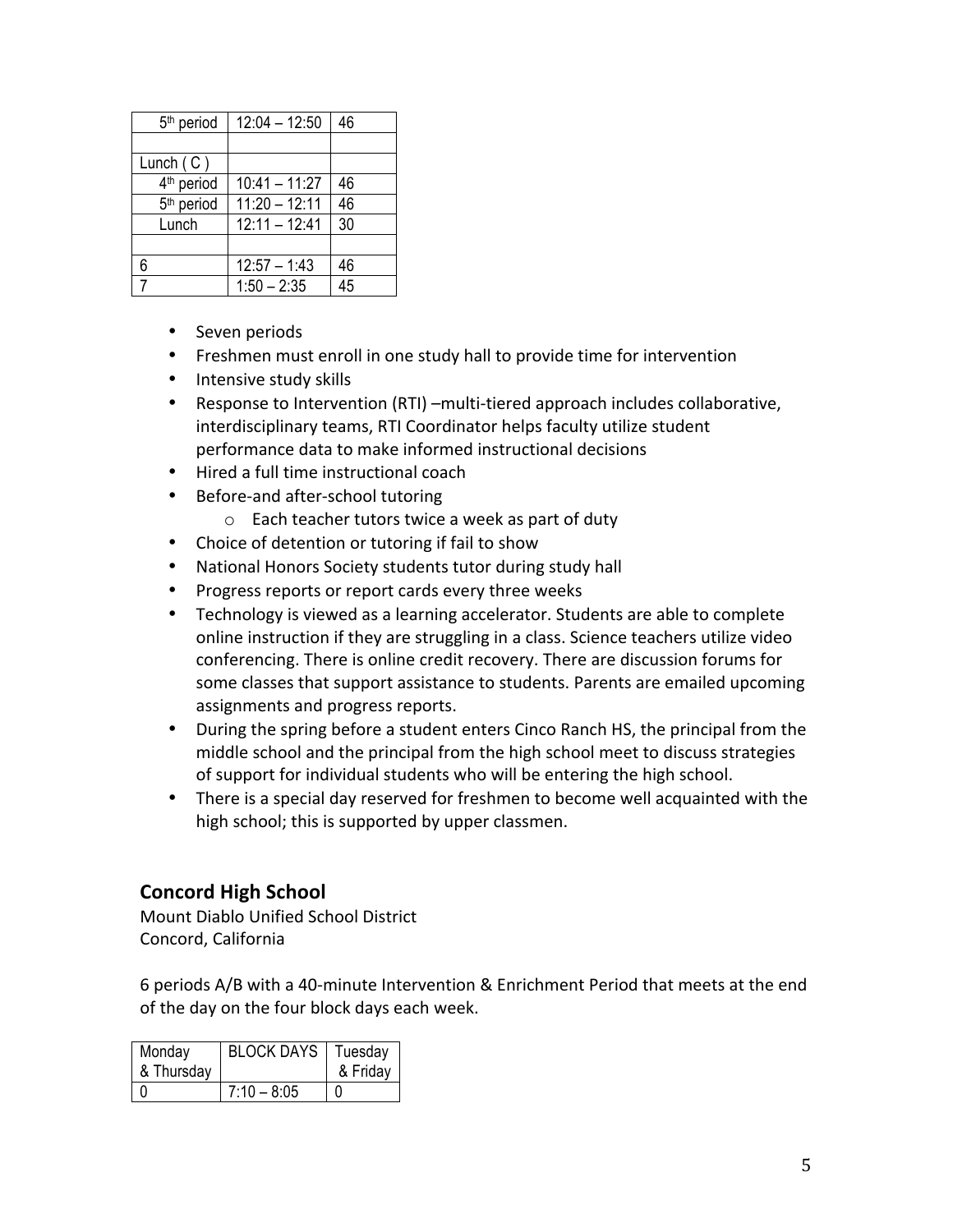| 5th period | 12:04 – 12:50 | 46 |
|---|---|---|
| | | |
| Lunch ( C ) | | |
| 4th period | 10:41 – 11:27 | 46 |
| 5th period | 11:20 – 12:11 | 46 |
| Lunch | 12:11 – 12:41 | 30 |
| | | |
| 6 | 12:57 – 1:43 | 46 |
| 7 | 1:50 – 2:35 | 45 |

- Seven periods
- Freshmen must enroll in one study hall to provide time for intervention
- Intensive study skills
- Response to Intervention (RTI) –multi-tiered approach includes collaborative, interdisciplinary teams, RTI Coordinator helps faculty utilize student performance data to make informed instructional decisions
- Hired a full time instructional coach
- Before-and after-school tutoring
    - Each teacher tutors twice a week as part of duty
- Choice of detention or tutoring if fail to show
- National Honors Society students tutor during study hall
- Progress reports or report cards every three weeks
- Technology is viewed as a learning accelerator. Students are able to complete online instruction if they are struggling in a class. Science teachers utilize video conferencing. There is online credit recovery. There are discussion forums for some classes that support assistance to students. Parents are emailed upcoming assignments and progress reports.
- During the spring before a student enters Cinco Ranch HS, the principal from the middle school and the principal from the high school meet to discuss strategies of support for individual students who will be entering the high school.
- There is a special day reserved for freshmen to become well acquainted with the high school; this is supported by upper classmen.

## Concord High School

Mount Diablo Unified School District
Concord, California

6 periods A/B with a 40-minute Intervention & Enrichment Period that meets at the end of the day on the four block days each week.

| Monday & Thursday | BLOCK DAYS | Tuesday & Friday |
|---|---|---|
| 0 | 7:10 – 8:05 | 0 |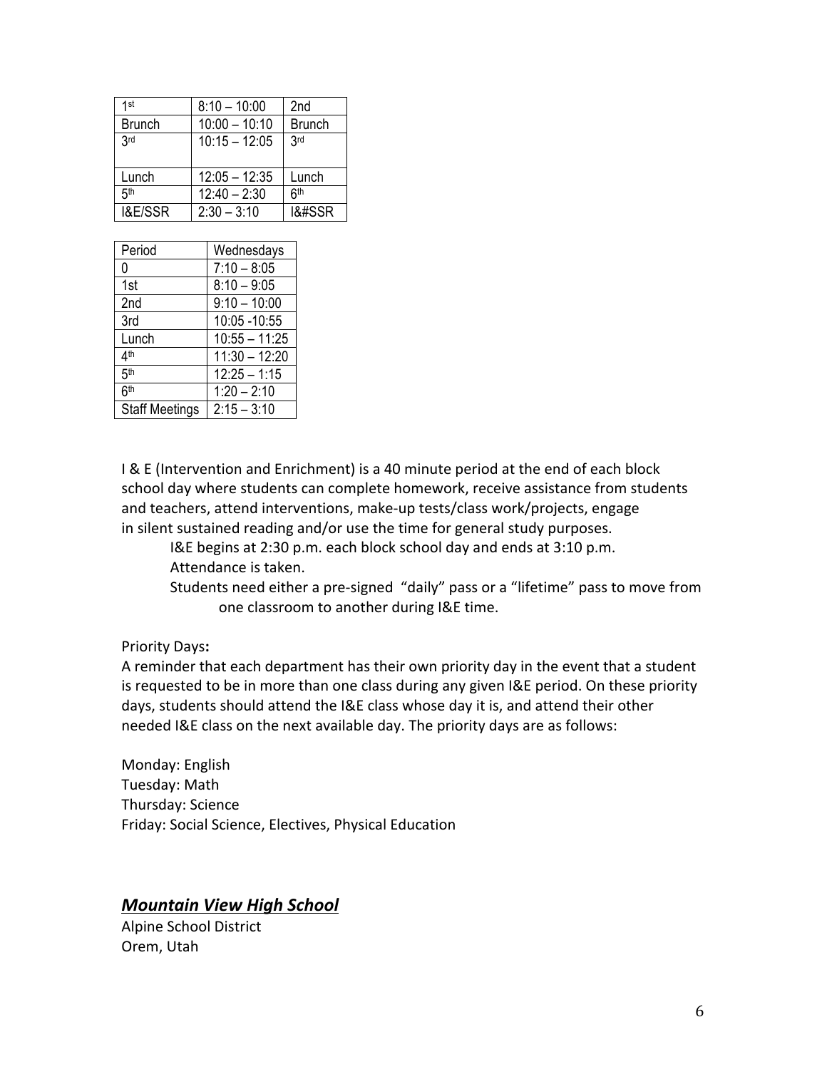| 1st | 8:10 – 10:00 | 2nd |
|---|---|---|
| Brunch | 10:00 – 10:10 | Brunch |
| 3rd | 10:15 – 12:05 | 3rd |
| Lunch | 12:05 – 12:35 | Lunch |
| 5th | 12:40 – 2:30 | 6th |
| I&E/SSR | 2:30 – 3:10 | I&#SSR |

| Period | Wednesdays |
|---|---|
| 0 | 7:10 – 8:05 |
| 1st | 8:10 – 9:05 |
| 2nd | 9:10 – 10:00 |
| 3rd | 10:05 -10:55 |
| Lunch | 10:55 – 11:25 |
| 4th | 11:30 – 12:20 |
| 5th | 12:25 – 1:15 |
| 6th | 1:20 – 2:10 |
| Staff Meetings | 2:15 – 3:10 |

I & E (Intervention and Enrichment) is a 40 minute period at the end of each block school day where students can complete homework, receive assistance from students and teachers, attend interventions, make-up tests/class work/projects, engage in silent sustained reading and/or use the time for general study purposes.

I&E begins at 2:30 p.m. each block school day and ends at 3:10 p.m.

Attendance is taken.

Students need either a pre-signed "daily" pass or a "lifetime" pass to move from one classroom to another during I&E time.

Priority Days**:**

A reminder that each department has their own priority day in the event that a student is requested to be in more than one class during any given I&E period. On these priority days, students should attend the I&E class whose day it is, and attend their other needed I&E class on the next available day. The priority days are as follows:

Monday: English
Tuesday: Math
Thursday: Science
Friday: Social Science, Electives, Physical Education

## ***Mountain View High School***

Alpine School District
Orem, Utah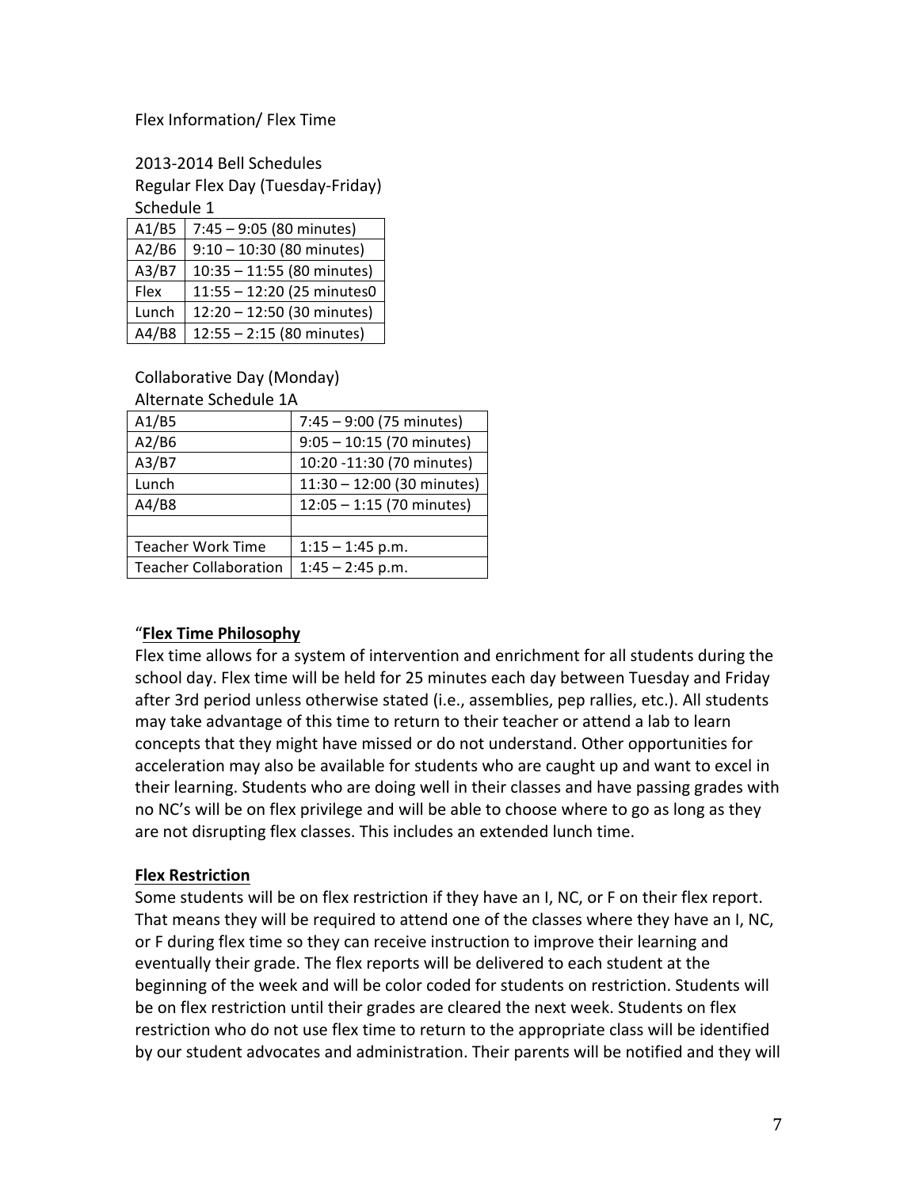Flex Information/ Flex Time

2013-2014 Bell Schedules
Regular Flex Day (Tuesday-Friday)
Schedule 1

| A1/B5 | 7:45 – 9:05 (80 minutes) |
|---|---|
| A2/B6 | 9:10 – 10:30 (80 minutes) |
| A3/B7 | 10:35 – 11:55 (80 minutes) |
| Flex | 11:55 – 12:20 (25 minutes0 |
| Lunch | 12:20 – 12:50 (30 minutes) |
| A4/B8 | 12:55 – 2:15 (80 minutes) |

Collaborative Day (Monday)
Alternate Schedule 1A

| A1/B5 | 7:45 – 9:00 (75 minutes) |
|---|---|
| A2/B6 | 9:05 – 10:15 (70 minutes) |
| A3/B7 | 10:20 -11:30 (70 minutes) |
| Lunch | 11:30 – 12:00 (30 minutes) |
| A4/B8 | 12:05 – 1:15 (70 minutes) |
| | |
| Teacher Work Time | 1:15 – 1:45 p.m. |
| Teacher Collaboration | 1:45 – 2:45 p.m. |

"**Flex Time Philosophy**

Flex time allows for a system of intervention and enrichment for all students during the school day. Flex time will be held for 25 minutes each day between Tuesday and Friday after 3rd period unless otherwise stated (i.e., assemblies, pep rallies, etc.). All students may take advantage of this time to return to their teacher or attend a lab to learn concepts that they might have missed or do not understand. Other opportunities for acceleration may also be available for students who are caught up and want to excel in their learning. Students who are doing well in their classes and have passing grades with no NC's will be on flex privilege and will be able to choose where to go as long as they are not disrupting flex classes. This includes an extended lunch time.

**Flex Restriction**

Some students will be on flex restriction if they have an I, NC, or F on their flex report. That means they will be required to attend one of the classes where they have an I, NC, or F during flex time so they can receive instruction to improve their learning and eventually their grade. The flex reports will be delivered to each student at the beginning of the week and will be color coded for students on restriction. Students will be on flex restriction until their grades are cleared the next week. Students on flex restriction who do not use flex time to return to the appropriate class will be identified by our student advocates and administration. Their parents will be notified and they will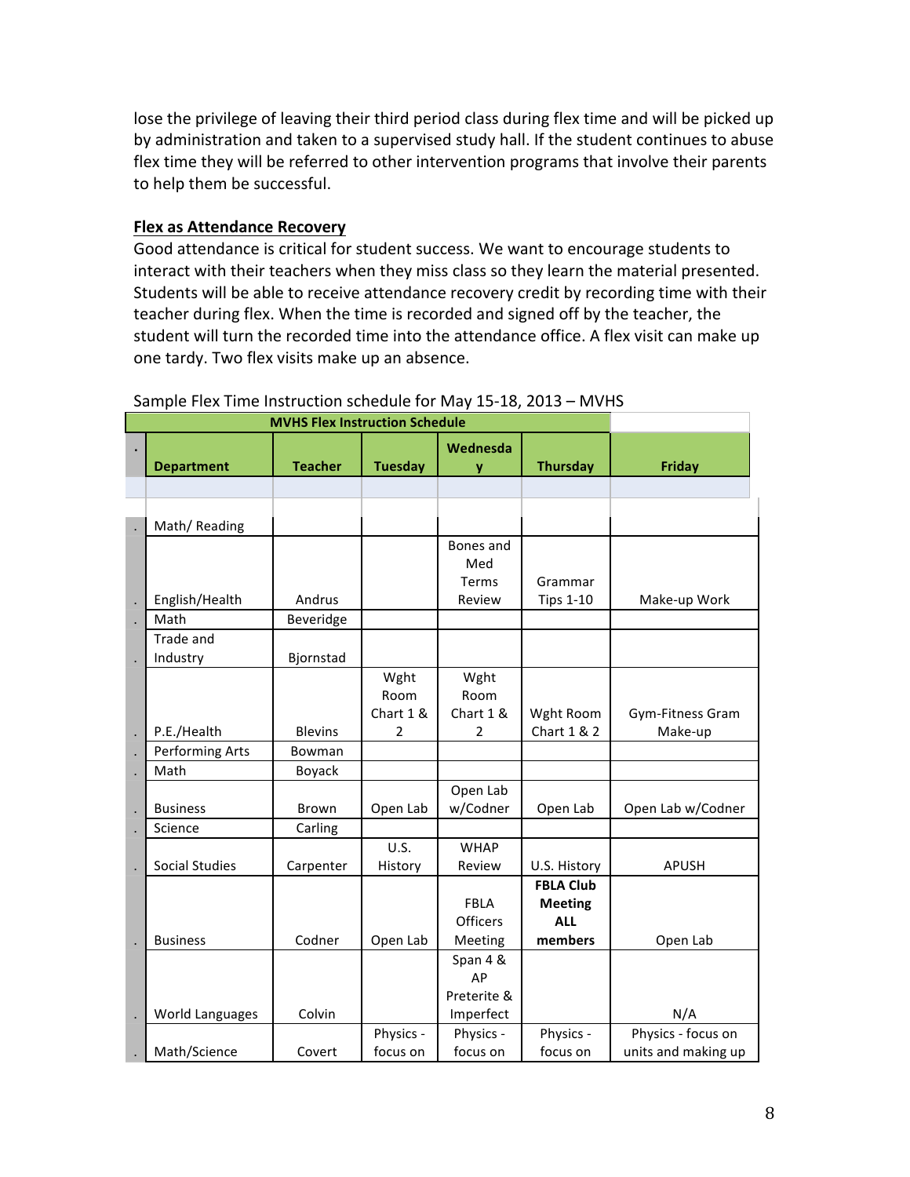lose the privilege of leaving their third period class during flex time and will be picked up by administration and taken to a supervised study hall. If the student continues to abuse flex time they will be referred to other intervention programs that involve their parents to help them be successful.

**Flex as Attendance Recovery**

Good attendance is critical for student success. We want to encourage students to interact with their teachers when they miss class so they learn the material presented. Students will be able to receive attendance recovery credit by recording time with their teacher during flex. When the time is recorded and signed off by the teacher, the student will turn the recorded time into the attendance office. A flex visit can make up one tardy. Two flex visits make up an absence.

Sample Flex Time Instruction schedule for May 15-18, 2013 – MVHS

| MVHS Flex Instruction Schedule | | | | | |
|---|---|---|---|---|---|
| **Department** | **Teacher** | **Tuesday** | **Wednesday** | **Thursday** | **Friday** |
| Math/ Reading | | | | | |
| English/Health | Andrus | | Bones and Med Terms Review | Grammar Tips 1-10 | Make-up Work |
| Math | Beveridge | | | | |
| Trade and Industry | Bjornstad | | | | |
| P.E./Health | Blevins | Wght Room Chart 1 & 2 | Wght Room Chart 1 & 2 | Wght Room Chart 1 & 2 | Gym-Fitness Gram Make-up |
| Performing Arts | Bowman | | | | |
| Math | Boyack | | | | |
| Business | Brown | Open Lab | Open Lab w/Codner | Open Lab | Open Lab w/Codner |
| Science | Carling | | | | |
| Social Studies | Carpenter | U.S. History | WHAP Review | U.S. History | APUSH |
| Business | Codner | Open Lab | FBLA Officers Meeting | **FBLA Club Meeting ALL members** | Open Lab |
| World Languages | Colvin | | Span 4 & AP Preterite & Imperfect | | N/A |
| Math/Science | Covert | Physics - focus on | Physics - focus on | Physics - focus on | Physics - focus on units and making up |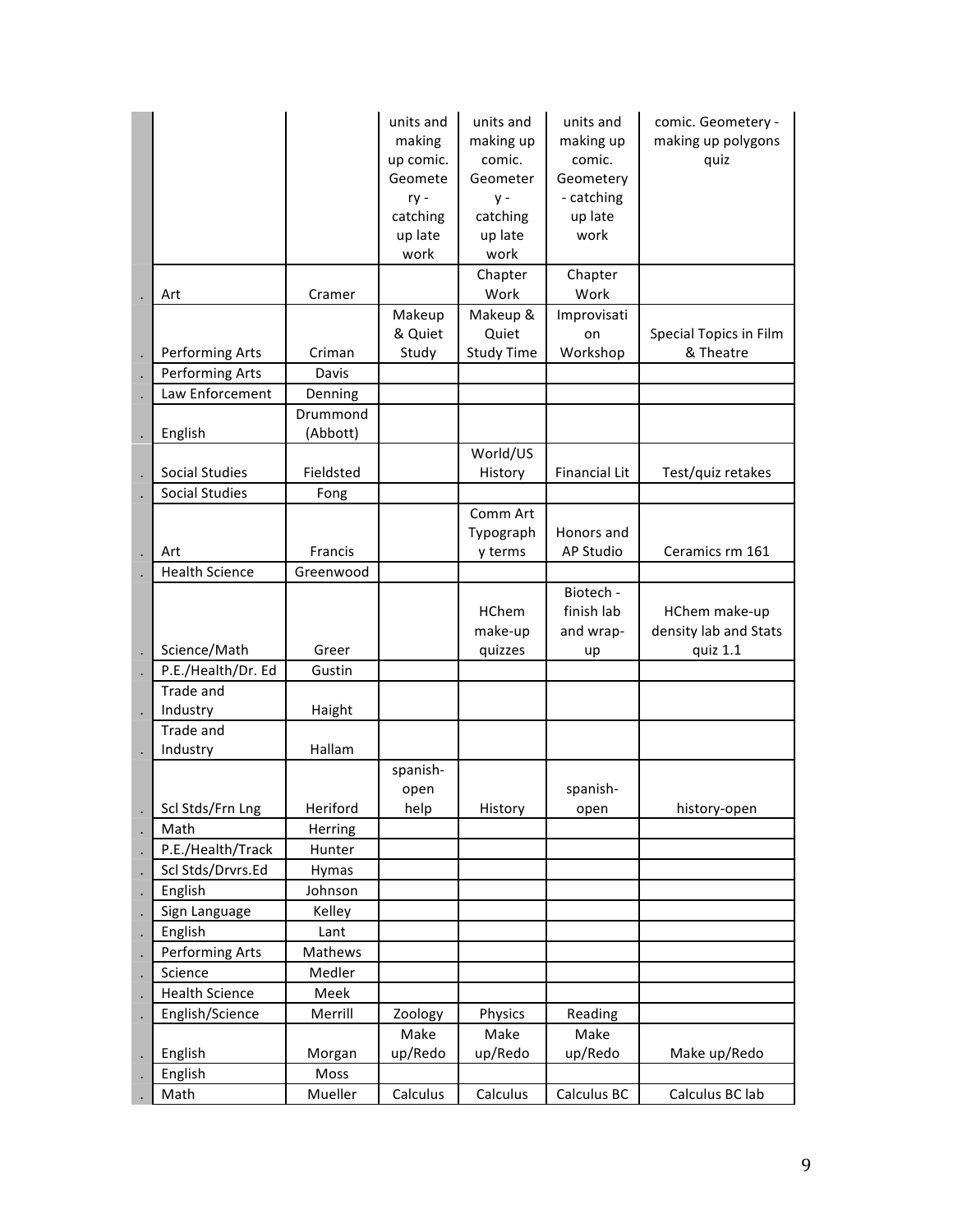| | | | | | | |
|---|---|---|---|---|---|---|
| | | | units and making up comic. Geometery - catching up late work | units and making up comic. Geometery - catching up late work | units and making up comic. Geometery - catching up late work | comic. Geometery - making up polygons quiz |
| . | Art | Cramer | | Chapter Work | Chapter Work | |
| . | Performing Arts | Criman | Makeup & Quiet Study | Makeup & Quiet Study Time | Improvisation Workshop | Special Topics in Film & Theatre |
| . | Performing Arts | Davis | | | | |
| . | Law Enforcement | Denning | | | | |
| . | English | Drummond (Abbott) | | | | |
| . | Social Studies | Fieldsted | | World/US History | Financial Lit | Test/quiz retakes |
| . | Social Studies | Fong | | | | |
| . | Art | Francis | | Comm Art Typography terms | Honors and AP Studio | Ceramics rm 161 |
| . | Health Science | Greenwood | | | | |
| . | Science/Math | Greer | | HChem make-up quizzes | Biotech - finish lab and wrap-up | HChem make-up density lab and Stats quiz 1.1 |
| . | P.E./Health/Dr. Ed | Gustin | | | | |
| . | Trade and Industry | Haight | | | | |
| . | Trade and Industry | Hallam | | | | |
| . | Scl Stds/Frn Lng | Heriford | spanish-open help | History | spanish-open | history-open |
| . | Math | Herring | | | | |
| . | P.E./Health/Track | Hunter | | | | |
| . | Scl Stds/Drvrs.Ed | Hymas | | | | |
| . | English | Johnson | | | | |
| . | Sign Language | Kelley | | | | |
| . | English | Lant | | | | |
| . | Performing Arts | Mathews | | | | |
| . | Science | Medler | | | | |
| . | Health Science | Meek | | | | |
| . | English/Science | Merrill | Zoology | Physics | Reading | |
| . | English | Morgan | Make up/Redo | Make up/Redo | Make up/Redo | Make up/Redo |
| . | English | Moss | | | | |
| . | Math | Mueller | Calculus | Calculus | Calculus BC | Calculus BC lab |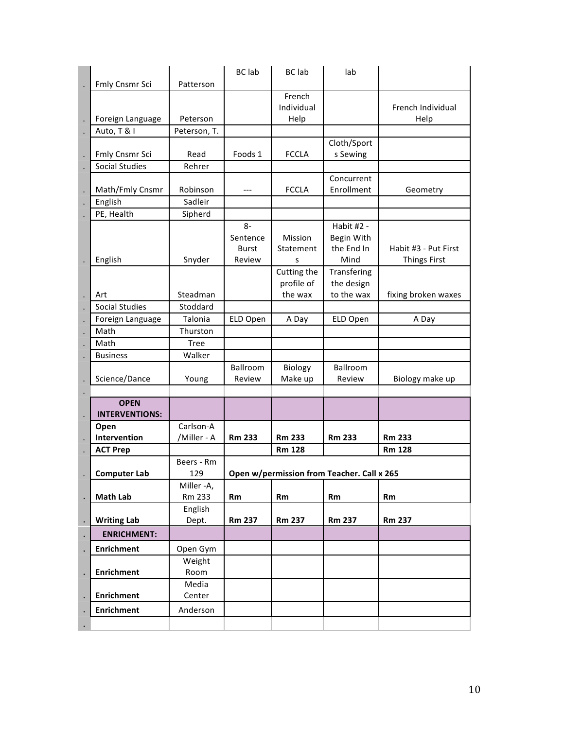| | | | BC lab | BC lab | lab | |
|---|---|---|---|---|---|---|
| . | Fmly Cnsmr Sci | Patterson | | | | |
| . | Foreign Language | Peterson | | French Individual Help | | French Individual Help |
| . | Auto, T & I | Peterson, T. | | | | |
| . | Fmly Cnsmr Sci | Read | Foods 1 | FCCLA | Cloth/Sports Sewing | |
| . | Social Studies | Rehrer | | | | |
| . | Math/Fmly Cnsmr | Robinson | --- | FCCLA | Concurrent Enrollment | Geometry |
| . | English | Sadleir | | | | |
| . | PE, Health | Sipherd | | | | |
| . | English | Snyder | 8-Sentence Burst Review | Mission Statements | Habit #2 - Begin With the End In Mind | Habit #3 - Put First Things First |
| . | Art | Steadman | | Cutting the profile of the wax | Transfering the design to the wax | fixing broken waxes |
| . | Social Studies | Stoddard | | | | |
| . | Foreign Language | Talonia | ELD Open | A Day | ELD Open | A Day |
| . | Math | Thurston | | | | |
| . | Math | Tree | | | | |
| . | Business | Walker | | | | |
| . | Science/Dance | Young | Ballroom Review | Biology Make up | Ballroom Review | Biology make up |
| . | | | | | | |
| . | **OPEN INTERVENTIONS:** | | | | | |
| . | **Open Intervention** | Carlson-A /Miller - A | **Rm 233** | **Rm 233** | **Rm 233** | **Rm 233** |
| . | **ACT Prep** | | | **Rm 128** | | **Rm 128** |
| . | **Computer Lab** | Beers - Rm 129 | **Open w/permission from Teacher. Call x 265** | | | |
| . | **Math Lab** | Miller -A, Rm 233 | **Rm** | **Rm** | **Rm** | **Rm** |
| . | **Writing Lab** | English Dept. | **Rm 237** | **Rm 237** | **Rm 237** | **Rm 237** |
| . | **ENRICHMENT:** | | | | | |
| . | **Enrichment** | Open Gym | | | | |
| . | **Enrichment** | Weight Room | | | | |
| . | **Enrichment** | Media Center | | | | |
| . | **Enrichment** | Anderson | | | | |
| . | | | | | | |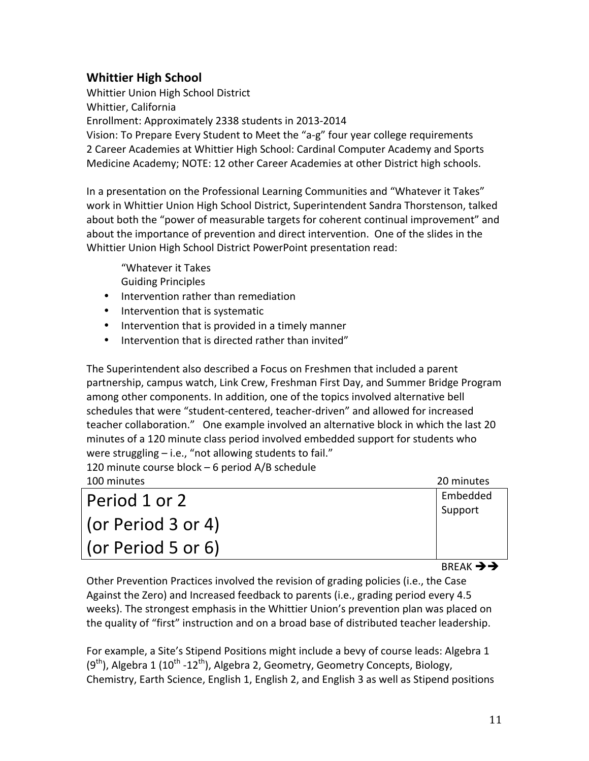## Whittier High School

Whittier Union High School District
Whittier, California
Enrollment: Approximately 2338 students in 2013-2014
Vision: To Prepare Every Student to Meet the "a-g" four year college requirements
2 Career Academies at Whittier High School: Cardinal Computer Academy and Sports Medicine Academy; NOTE: 12 other Career Academies at other District high schools.

In a presentation on the Professional Learning Communities and "Whatever it Takes" work in Whittier Union High School District, Superintendent Sandra Thorstenson, talked about both the "power of measurable targets for coherent continual improvement" and about the importance of prevention and direct intervention. One of the slides in the Whittier Union High School District PowerPoint presentation read:

"Whatever it Takes
Guiding Principles

- Intervention rather than remediation
- Intervention that is systematic
- Intervention that is provided in a timely manner
- Intervention that is directed rather than invited"

The Superintendent also described a Focus on Freshmen that included a parent partnership, campus watch, Link Crew, Freshman First Day, and Summer Bridge Program among other components. In addition, one of the topics involved alternative bell schedules that were "student-centered, teacher-driven" and allowed for increased teacher collaboration." One example involved an alternative block in which the last 20 minutes of a 120 minute class period involved embedded support for students who were struggling – i.e., "not allowing students to fail."

120 minute course block – 6 period A/B schedule

| 100 minutes | 20 minutes |
|---|---|
| Period 1 or 2<br>(or Period 3 or 4)<br>(or Period 5 or 6) | Embedded Support |

BREAK ➔➔

Other Prevention Practices involved the revision of grading policies (i.e., the Case Against the Zero) and Increased feedback to parents (i.e., grading period every 4.5 weeks). The strongest emphasis in the Whittier Union's prevention plan was placed on the quality of "first" instruction and on a broad base of distributed teacher leadership.

For example, a Site's Stipend Positions might include a bevy of course leads: Algebra 1 (9th), Algebra 1 (10th -12th), Algebra 2, Geometry, Geometry Concepts, Biology, Chemistry, Earth Science, English 1, English 2, and English 3 as well as Stipend positions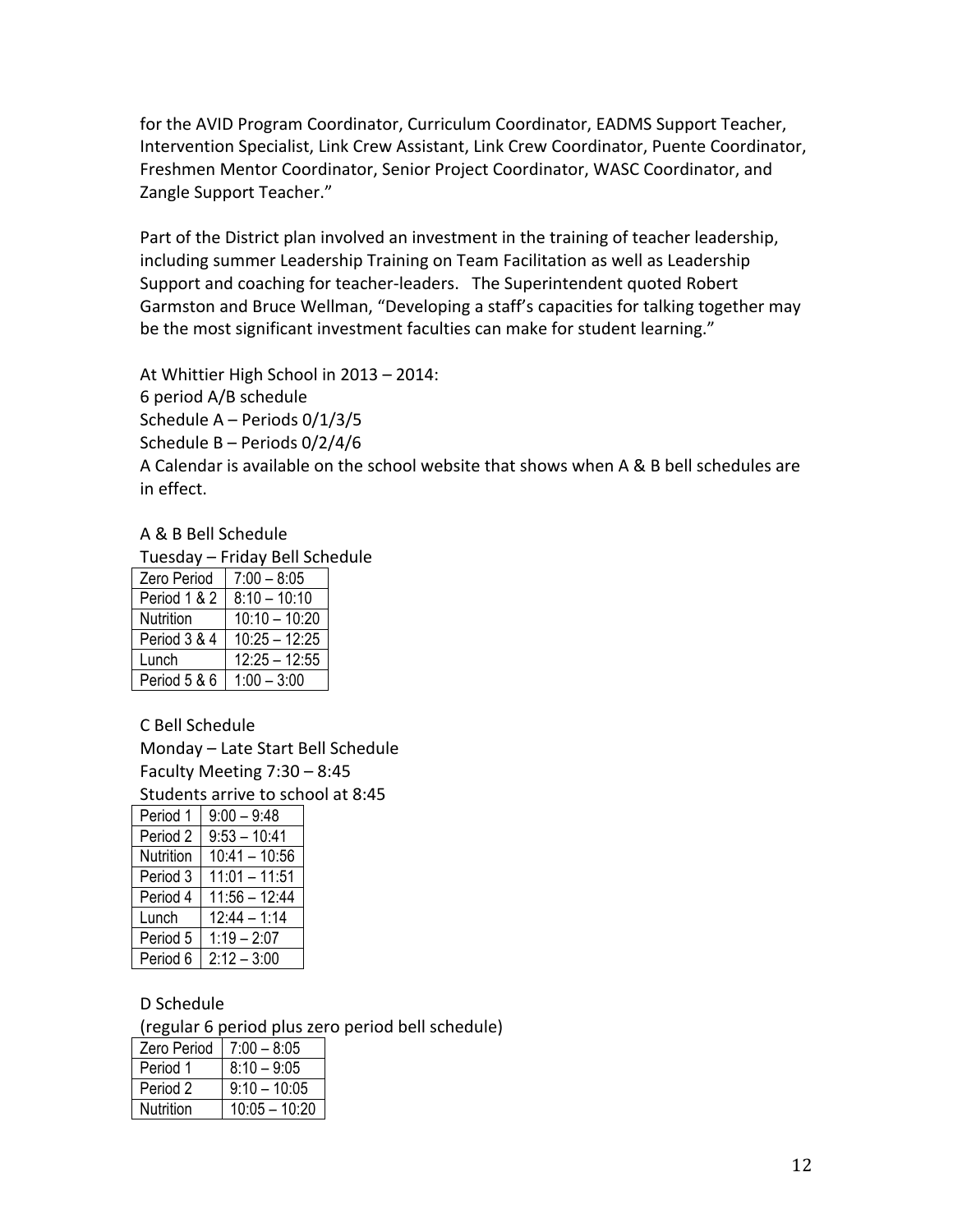for the AVID Program Coordinator, Curriculum Coordinator, EADMS Support Teacher, Intervention Specialist, Link Crew Assistant, Link Crew Coordinator, Puente Coordinator, Freshmen Mentor Coordinator, Senior Project Coordinator, WASC Coordinator, and Zangle Support Teacher."

Part of the District plan involved an investment in the training of teacher leadership, including summer Leadership Training on Team Facilitation as well as Leadership Support and coaching for teacher-leaders. The Superintendent quoted Robert Garmston and Bruce Wellman, "Developing a staff's capacities for talking together may be the most significant investment faculties can make for student learning."

At Whittier High School in 2013 – 2014:
6 period A/B schedule
Schedule A – Periods 0/1/3/5
Schedule B – Periods 0/2/4/6
A Calendar is available on the school website that shows when A & B bell schedules are in effect.

A & B Bell Schedule
Tuesday – Friday Bell Schedule

| Zero Period | 7:00 – 8:05 |
|---|---|
| Period 1 & 2 | 8:10 – 10:10 |
| Nutrition | 10:10 – 10:20 |
| Period 3 & 4 | 10:25 – 12:25 |
| Lunch | 12:25 – 12:55 |
| Period 5 & 6 | 1:00 – 3:00 |

C Bell Schedule
Monday – Late Start Bell Schedule
Faculty Meeting 7:30 – 8:45
Students arrive to school at 8:45

| Period 1 | 9:00 – 9:48 |
|---|---|
| Period 2 | 9:53 – 10:41 |
| Nutrition | 10:41 – 10:56 |
| Period 3 | 11:01 – 11:51 |
| Period 4 | 11:56 – 12:44 |
| Lunch | 12:44 – 1:14 |
| Period 5 | 1:19 – 2:07 |
| Period 6 | 2:12 – 3:00 |

D Schedule
(regular 6 period plus zero period bell schedule)

| Zero Period | 7:00 – 8:05 |
|---|---|
| Period 1 | 8:10 – 9:05 |
| Period 2 | 9:10 – 10:05 |
| Nutrition | 10:05 – 10:20 |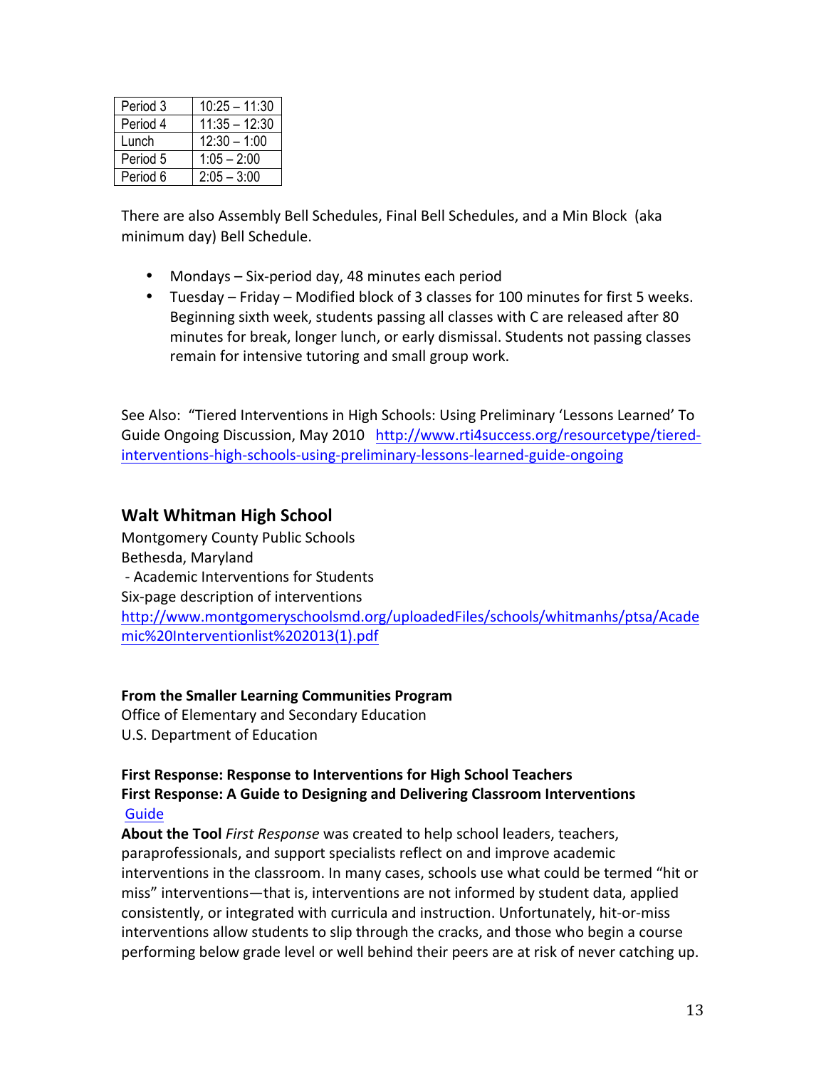| Period 3 | 10:25 – 11:30 |
|---|---|
| Period 4 | 11:35 – 12:30 |
| Lunch | 12:30 – 1:00 |
| Period 5 | 1:05 – 2:00 |
| Period 6 | 2:05 – 3:00 |

There are also Assembly Bell Schedules, Final Bell Schedules, and a Min Block (aka minimum day) Bell Schedule.

- Mondays – Six-period day, 48 minutes each period
- Tuesday – Friday – Modified block of 3 classes for 100 minutes for first 5 weeks. Beginning sixth week, students passing all classes with C are released after 80 minutes for break, longer lunch, or early dismissal. Students not passing classes remain for intensive tutoring and small group work.

See Also: "Tiered Interventions in High Schools: Using Preliminary 'Lessons Learned' To Guide Ongoing Discussion, May 2010 http://www.rti4success.org/resourcetype/tiered-interventions-high-schools-using-preliminary-lessons-learned-guide-ongoing

## Walt Whitman High School

Montgomery County Public Schools
Bethesda, Maryland
- Academic Interventions for Students
Six-page description of interventions
http://www.montgomeryschoolsmd.org/uploadedFiles/schools/whitmanhs/ptsa/Academic%20Interventionlist%202013(1).pdf

**From the Smaller Learning Communities Program**
Office of Elementary and Secondary Education
U.S. Department of Education

**First Response: Response to Interventions for High School Teachers**
**First Response: A Guide to Designing and Delivering Classroom Interventions**
Guide

**About the Tool** *First Response* was created to help school leaders, teachers, paraprofessionals, and support specialists reflect on and improve academic interventions in the classroom. In many cases, schools use what could be termed "hit or miss" interventions—that is, interventions are not informed by student data, applied consistently, or integrated with curricula and instruction. Unfortunately, hit-or-miss interventions allow students to slip through the cracks, and those who begin a course performing below grade level or well behind their peers are at risk of never catching up.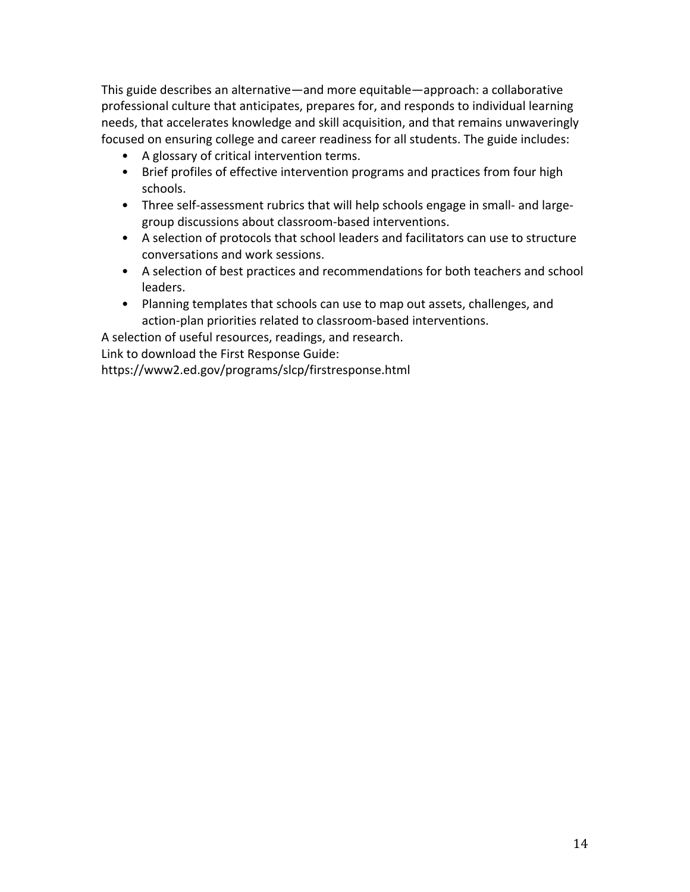This guide describes an alternative—and more equitable—approach: a collaborative professional culture that anticipates, prepares for, and responds to individual learning needs, that accelerates knowledge and skill acquisition, and that remains unwaveringly focused on ensuring college and career readiness for all students. The guide includes:

- A glossary of critical intervention terms.
- Brief profiles of effective intervention programs and practices from four high schools.
- Three self-assessment rubrics that will help schools engage in small- and large-group discussions about classroom-based interventions.
- A selection of protocols that school leaders and facilitators can use to structure conversations and work sessions.
- A selection of best practices and recommendations for both teachers and school leaders.
- Planning templates that schools can use to map out assets, challenges, and action-plan priorities related to classroom-based interventions.

A selection of useful resources, readings, and research.

Link to download the First Response Guide:
https://www2.ed.gov/programs/slcp/firstresponse.html